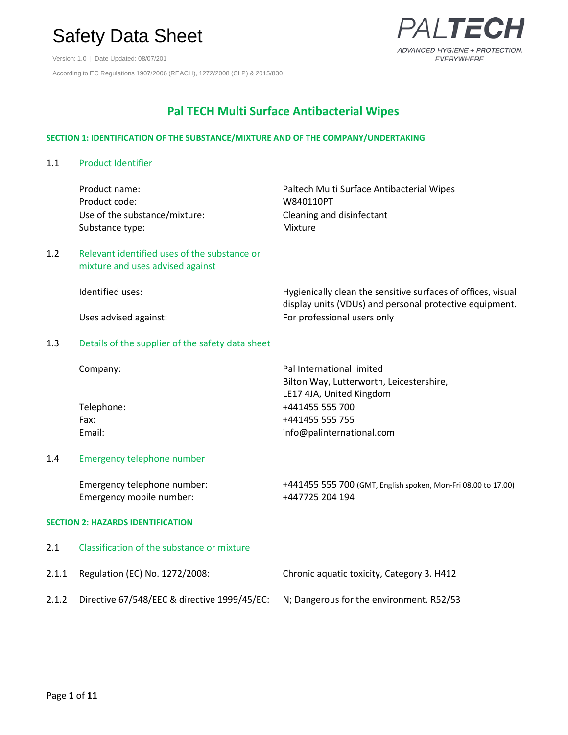# Safety Data Sheet

Version: 1.0 | Date Updated: 08/07/201

According to EC Regulations 1907/2006 (REACH), 1272/2008 (CLP) & 2015/830

PALTECH
ADVANCED HYGIENE + PROTECTION. EVERYWHERE.

## Pal TECH Multi Surface Antibacterial Wipes

### SECTION 1: IDENTIFICATION OF THE SUBSTANCE/MIXTURE AND OF THE COMPANY/UNDERTAKING

#### 1.1 Product Identifier

| | |
|---|---|
| Product name: | Paltech Multi Surface Antibacterial Wipes |
| Product code: | W840110PT |
| Use of the substance/mixture: | Cleaning and disinfectant |
| Substance type: | Mixture |

#### 1.2 Relevant identified uses of the substance or mixture and uses advised against

| | |
|---|---|
| Identified uses: | Hygienically clean the sensitive surfaces of offices, visual display units (VDUs) and personal protective equipment. |
| Uses advised against: | For professional users only |

#### 1.3 Details of the supplier of the safety data sheet

| | |
|---|---|
| Company: | Pal International limited<br>Bilton Way, Lutterworth, Leicestershire,<br>LE17 4JA, United Kingdom |
| Telephone: | +441455 555 700 |
| Fax: | +441455 555 755 |
| Email: | info@palinternational.com |

#### 1.4 Emergency telephone number

| | |
|---|---|
| Emergency telephone number: | +441455 555 700 (GMT, English spoken, Mon-Fri 08.00 to 17.00) |
| Emergency mobile number: | +447725 204 194 |

### SECTION 2: HAZARDS IDENTIFICATION

#### 2.1 Classification of the substance or mixture

| | | |
|---|---|---|
| 2.1.1 | Regulation (EC) No. 1272/2008: | Chronic aquatic toxicity, Category 3. H412 |
| 2.1.2 | Directive 67/548/EEC & directive 1999/45/EC: | N; Dangerous for the environment. R52/53 |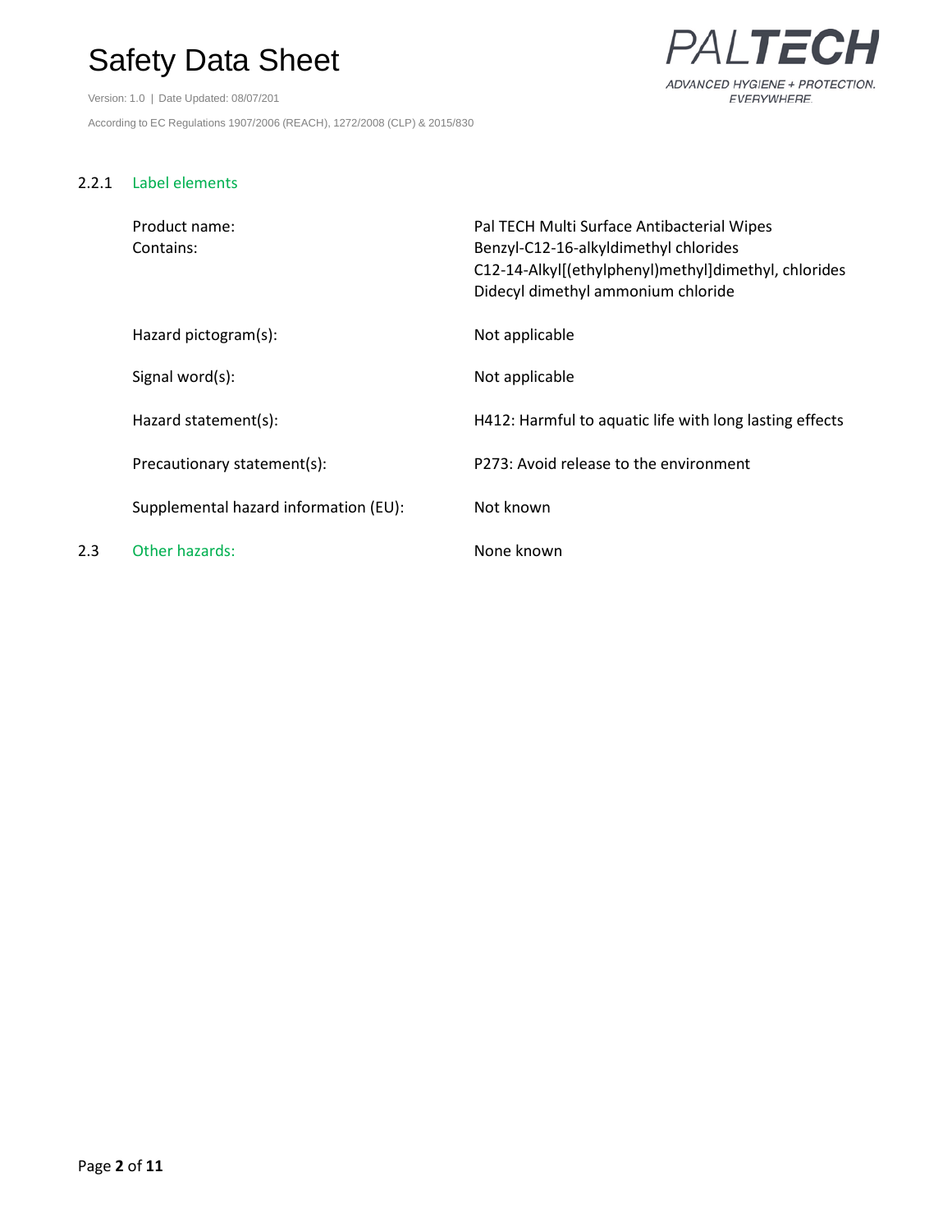### 2.2.1 Label elements

| | |
|---|---|
| Product name: | Pal TECH Multi Surface Antibacterial Wipes |
| Contains: | Benzyl-C12-16-alkyldimethyl chlorides<br>C12-14-Alkyl[(ethylphenyl)methyl]dimethyl, chlorides<br>Didecyl dimethyl ammonium chloride |
| Hazard pictogram(s): | Not applicable |
| Signal word(s): | Not applicable |
| Hazard statement(s): | H412: Harmful to aquatic life with long lasting effects |
| Precautionary statement(s): | P273: Avoid release to the environment |
| Supplemental hazard information (EU): | Not known |

### 2.3 Other hazards:

None known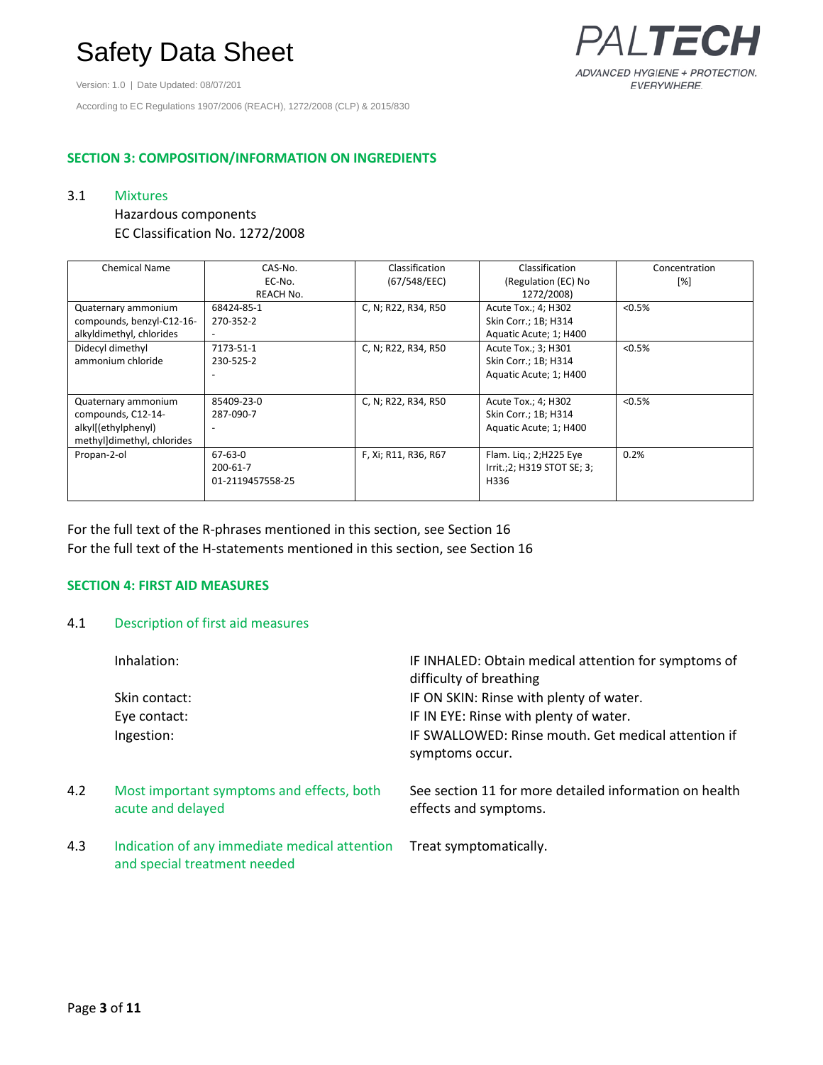## SECTION 3: COMPOSITION/INFORMATION ON INGREDIENTS

### 3.1 Mixtures

Hazardous components

EC Classification No. 1272/2008

| Chemical Name | CAS-No.<br>EC-No.<br>REACH No. | Classification<br>(67/548/EEC) | Classification<br>(Regulation (EC) No 1272/2008) | Concentration<br>[%] |
|---|---|---|---|---|
| Quaternary ammonium compounds, benzyl-C12-16-alkyldimethyl, chlorides | 68424-85-1<br>270-352-2<br>- | C, N; R22, R34, R50 | Acute Tox.; 4; H302<br>Skin Corr.; 1B; H314<br>Aquatic Acute; 1; H400 | <0.5% |
| Didecyl dimethyl ammonium chloride | 7173-51-1<br>230-525-2<br>- | C, N; R22, R34, R50 | Acute Tox.; 3; H301<br>Skin Corr.; 1B; H314<br>Aquatic Acute; 1; H400 | <0.5% |
| Quaternary ammonium compounds, C12-14-alkyl[(ethylphenyl) methyl]dimethyl, chlorides | 85409-23-0<br>287-090-7<br>- | C, N; R22, R34, R50 | Acute Tox.; 4; H302<br>Skin Corr.; 1B; H314<br>Aquatic Acute; 1; H400 | <0.5% |
| Propan-2-ol | 67-63-0<br>200-61-7<br>01-2119457558-25 | F, Xi; R11, R36, R67 | Flam. Liq.; 2;H225 Eye Irrit.;2; H319 STOT SE; 3; H336 | 0.2% |

For the full text of the R-phrases mentioned in this section, see Section 16

For the full text of the H-statements mentioned in this section, see Section 16

## SECTION 4: FIRST AID MEASURES

### 4.1 Description of first aid measures

Inhalation: IF INHALED: Obtain medical attention for symptoms of difficulty of breathing

Skin contact: IF ON SKIN: Rinse with plenty of water.

Eye contact: IF IN EYE: Rinse with plenty of water.

Ingestion: IF SWALLOWED: Rinse mouth. Get medical attention if symptoms occur.

### 4.2 Most important symptoms and effects, both acute and delayed

See section 11 for more detailed information on health effects and symptoms.

### 4.3 Indication of any immediate medical attention and special treatment needed

Treat symptomatically.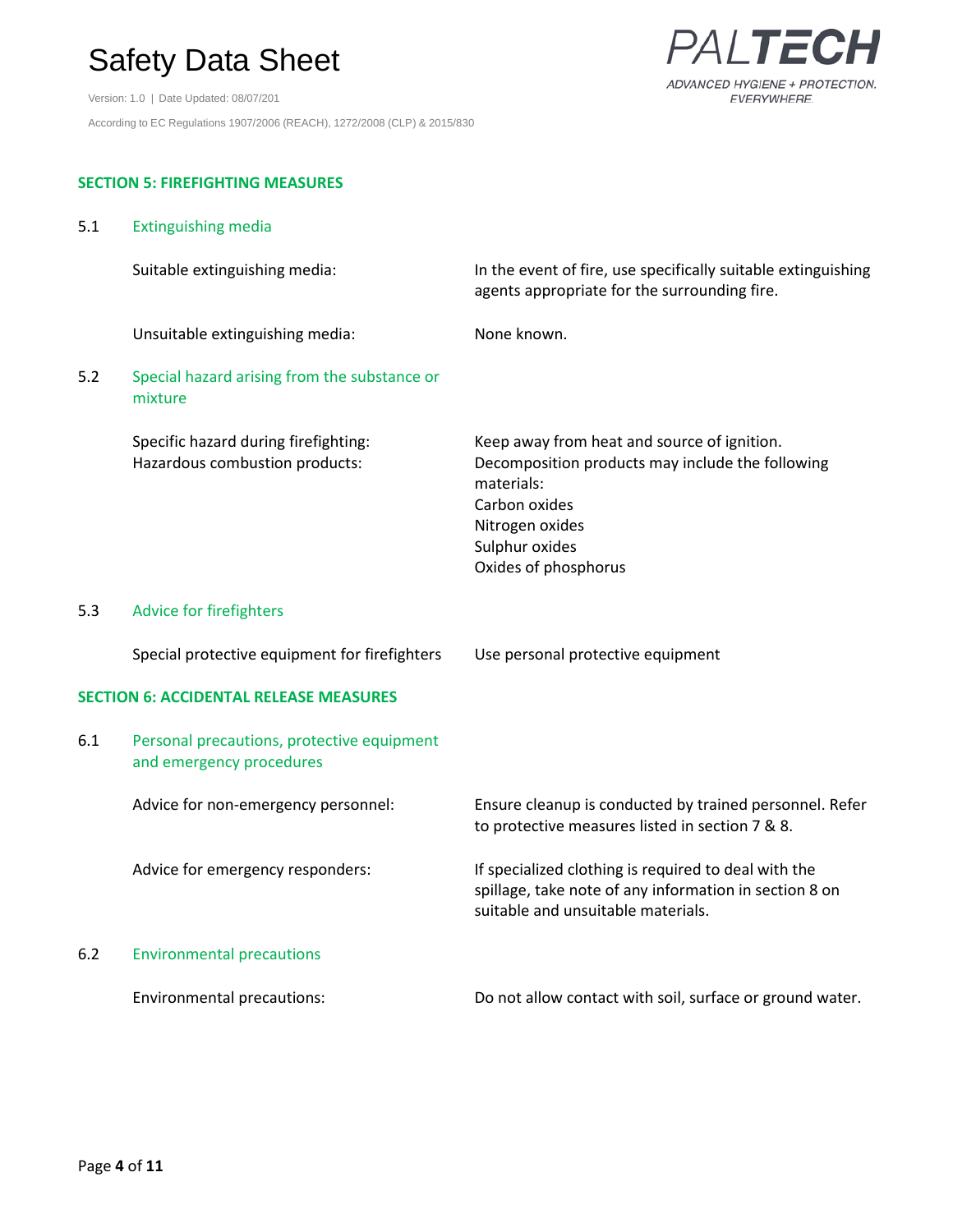## SECTION 5: FIREFIGHTING MEASURES

### 5.1 Extinguishing media

| | |
|---|---|
| Suitable extinguishing media: | In the event of fire, use specifically suitable extinguishing agents appropriate for the surrounding fire. |
| Unsuitable extinguishing media: | None known. |

### 5.2 Special hazard arising from the substance or mixture

| | |
|---|---|
| Specific hazard during firefighting: | Keep away from heat and source of ignition. |
| Hazardous combustion products: | Decomposition products may include the following materials:<br>Carbon oxides<br>Nitrogen oxides<br>Sulphur oxides<br>Oxides of phosphorus |

### 5.3 Advice for firefighters

| | |
|---|---|
| Special protective equipment for firefighters | Use personal protective equipment |

## SECTION 6: ACCIDENTAL RELEASE MEASURES

### 6.1 Personal precautions, protective equipment and emergency procedures

| | |
|---|---|
| Advice for non-emergency personnel: | Ensure cleanup is conducted by trained personnel. Refer to protective measures listed in section 7 & 8. |
| Advice for emergency responders: | If specialized clothing is required to deal with the spillage, take note of any information in section 8 on suitable and unsuitable materials. |

### 6.2 Environmental precautions

| | |
|---|---|
| Environmental precautions: | Do not allow contact with soil, surface or ground water. |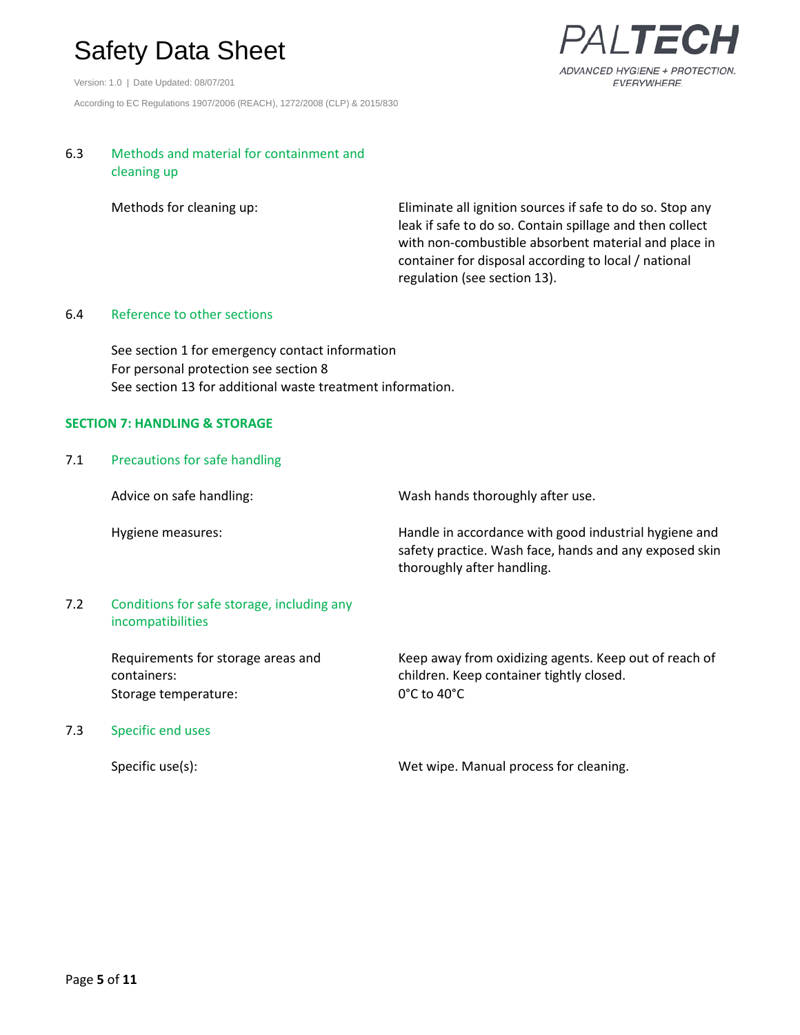### 6.3 Methods and material for containment and cleaning up

| | |
|---|---|
| Methods for cleaning up: | Eliminate all ignition sources if safe to do so. Stop any leak if safe to do so. Contain spillage and then collect with non-combustible absorbent material and place in container for disposal according to local / national regulation (see section 13). |

### 6.4 Reference to other sections

See section 1 for emergency contact information
For personal protection see section 8
See section 13 for additional waste treatment information.

## SECTION 7: HANDLING & STORAGE

### 7.1 Precautions for safe handling

| | |
|---|---|
| Advice on safe handling: | Wash hands thoroughly after use. |
| Hygiene measures: | Handle in accordance with good industrial hygiene and safety practice. Wash face, hands and any exposed skin thoroughly after handling. |

### 7.2 Conditions for safe storage, including any incompatibilities

| | |
|---|---|
| Requirements for storage areas and containers: | Keep away from oxidizing agents. Keep out of reach of children. Keep container tightly closed. |
| Storage temperature: | 0°C to 40°C |

### 7.3 Specific end uses

| | |
|---|---|
| Specific use(s): | Wet wipe. Manual process for cleaning. |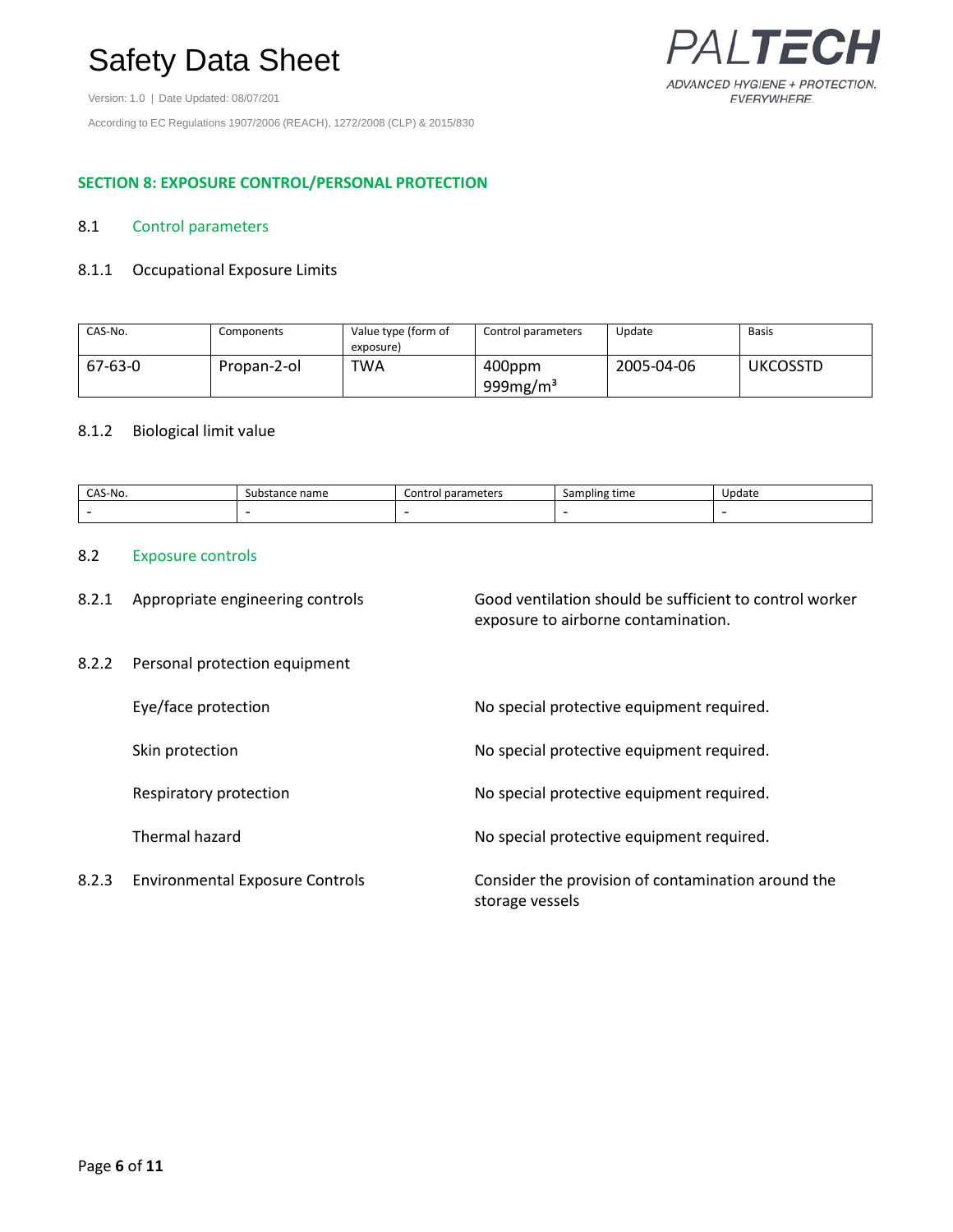## SECTION 8: EXPOSURE CONTROL/PERSONAL PROTECTION

### 8.1 Control parameters

#### 8.1.1 Occupational Exposure Limits

| CAS-No. | Components | Value type (form of exposure) | Control parameters | Update | Basis |
|---|---|---|---|---|---|
| 67-63-0 | Propan-2-ol | TWA | 400ppm 999mg/m³ | 2005-04-06 | UKCOSSTD |

#### 8.1.2 Biological limit value

| CAS-No. | Substance name | Control parameters | Sampling time | Update |
|---|---|---|---|---|
| - | - | - | - | - |

### 8.2 Exposure controls

**8.2.1 Appropriate engineering controls**

Good ventilation should be sufficient to control worker exposure to airborne contamination.

**8.2.2 Personal protection equipment**

Eye/face protection: No special protective equipment required.

Skin protection: No special protective equipment required.

Respiratory protection: No special protective equipment required.

Thermal hazard: No special protective equipment required.

**8.2.3 Environmental Exposure Controls**

Consider the provision of contamination around the storage vessels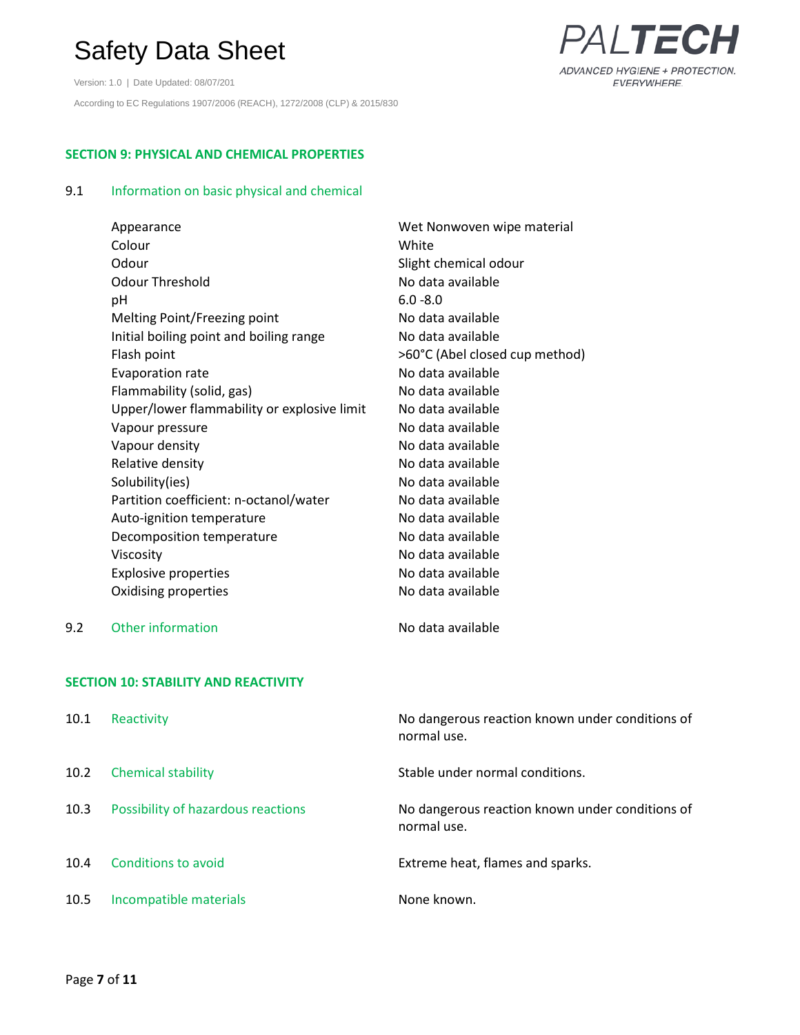## SECTION 9: PHYSICAL AND CHEMICAL PROPERTIES

### 9.1 Information on basic physical and chemical

| | |
|---|---|
| Appearance | Wet Nonwoven wipe material |
| Colour | White |
| Odour | Slight chemical odour |
| Odour Threshold | No data available |
| pH | 6.0 -8.0 |
| Melting Point/Freezing point | No data available |
| Initial boiling point and boiling range | No data available |
| Flash point | >60°C (Abel closed cup method) |
| Evaporation rate | No data available |
| Flammability (solid, gas) | No data available |
| Upper/lower flammability or explosive limit | No data available |
| Vapour pressure | No data available |
| Vapour density | No data available |
| Relative density | No data available |
| Solubility(ies) | No data available |
| Partition coefficient: n-octanol/water | No data available |
| Auto-ignition temperature | No data available |
| Decomposition temperature | No data available |
| Viscosity | No data available |
| Explosive properties | No data available |
| Oxidising properties | No data available |

### 9.2 Other information

No data available

## SECTION 10: STABILITY AND REACTIVITY

| | | |
|---|---|---|
| 10.1 | Reactivity | No dangerous reaction known under conditions of normal use. |
| 10.2 | Chemical stability | Stable under normal conditions. |
| 10.3 | Possibility of hazardous reactions | No dangerous reaction known under conditions of normal use. |
| 10.4 | Conditions to avoid | Extreme heat, flames and sparks. |
| 10.5 | Incompatible materials | None known. |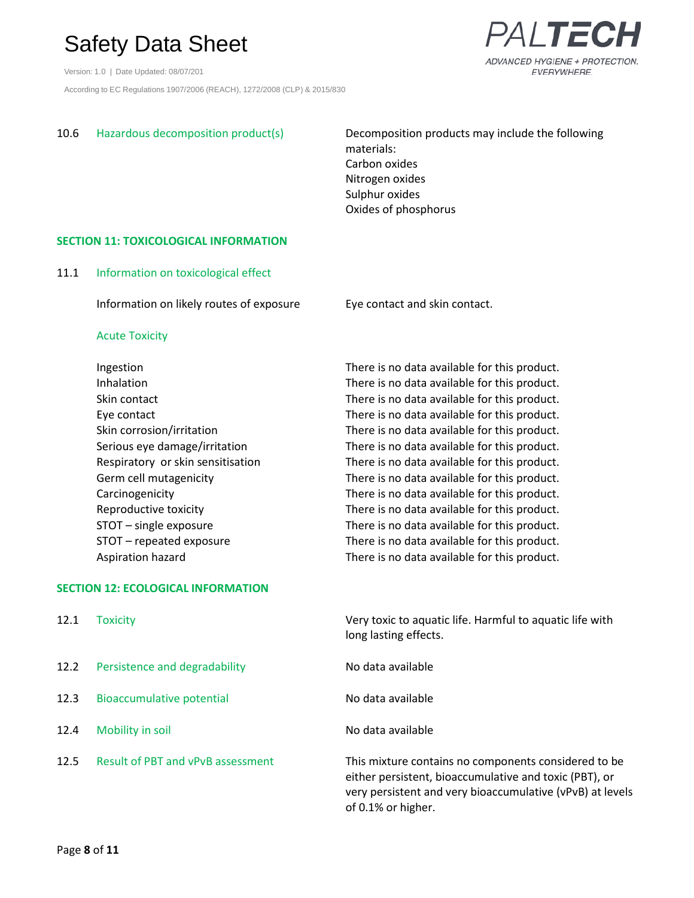10.6 **Hazardous decomposition product(s)**

Decomposition products may include the following materials:
Carbon oxides
Nitrogen oxides
Sulphur oxides
Oxides of phosphorus

## SECTION 11: TOXICOLOGICAL INFORMATION

### 11.1 Information on toxicological effect

Information on likely routes of exposure: Eye contact and skin contact.

#### Acute Toxicity

| | |
|---|---|
| Ingestion | There is no data available for this product. |
| Inhalation | There is no data available for this product. |
| Skin contact | There is no data available for this product. |
| Eye contact | There is no data available for this product. |
| Skin corrosion/irritation | There is no data available for this product. |
| Serious eye damage/irritation | There is no data available for this product. |
| Respiratory or skin sensitisation | There is no data available for this product. |
| Germ cell mutagenicity | There is no data available for this product. |
| Carcinogenicity | There is no data available for this product. |
| Reproductive toxicity | There is no data available for this product. |
| STOT – single exposure | There is no data available for this product. |
| STOT – repeated exposure | There is no data available for this product. |
| Aspiration hazard | There is no data available for this product. |

## SECTION 12: ECOLOGICAL INFORMATION

| | | |
|---|---|---|
| 12.1 | Toxicity | Very toxic to aquatic life. Harmful to aquatic life with long lasting effects. |
| 12.2 | Persistence and degradability | No data available |
| 12.3 | Bioaccumulative potential | No data available |
| 12.4 | Mobility in soil | No data available |
| 12.5 | Result of PBT and vPvB assessment | This mixture contains no components considered to be either persistent, bioaccumulative and toxic (PBT), or very persistent and very bioaccumulative (vPvB) at levels of 0.1% or higher. |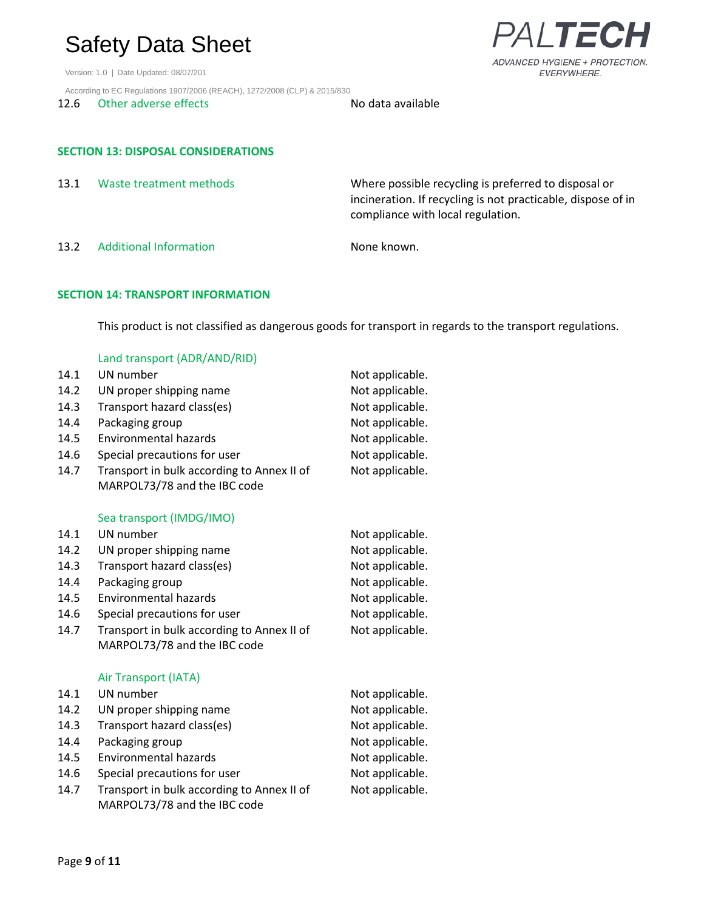| | | |
|---|---|---|
| 12.6 | Other adverse effects | No data available |

## SECTION 13: DISPOSAL CONSIDERATIONS

| | | |
|---|---|---|
| 13.1 | Waste treatment methods | Where possible recycling is preferred to disposal or incineration. If recycling is not practicable, dispose of in compliance with local regulation. |
| 13.2 | Additional Information | None known. |

## SECTION 14: TRANSPORT INFORMATION

This product is not classified as dangerous goods for transport in regards to the transport regulations.

### Land transport (ADR/AND/RID)

| | | |
|---|---|---|
| 14.1 | UN number | Not applicable. |
| 14.2 | UN proper shipping name | Not applicable. |
| 14.3 | Transport hazard class(es) | Not applicable. |
| 14.4 | Packaging group | Not applicable. |
| 14.5 | Environmental hazards | Not applicable. |
| 14.6 | Special precautions for user | Not applicable. |
| 14.7 | Transport in bulk according to Annex II of MARPOL73/78 and the IBC code | Not applicable. |

### Sea transport (IMDG/IMO)

| | | |
|---|---|---|
| 14.1 | UN number | Not applicable. |
| 14.2 | UN proper shipping name | Not applicable. |
| 14.3 | Transport hazard class(es) | Not applicable. |
| 14.4 | Packaging group | Not applicable. |
| 14.5 | Environmental hazards | Not applicable. |
| 14.6 | Special precautions for user | Not applicable. |
| 14.7 | Transport in bulk according to Annex II of MARPOL73/78 and the IBC code | Not applicable. |

### Air Transport (IATA)

| | | |
|---|---|---|
| 14.1 | UN number | Not applicable. |
| 14.2 | UN proper shipping name | Not applicable. |
| 14.3 | Transport hazard class(es) | Not applicable. |
| 14.4 | Packaging group | Not applicable. |
| 14.5 | Environmental hazards | Not applicable. |
| 14.6 | Special precautions for user | Not applicable. |
| 14.7 | Transport in bulk according to Annex II of MARPOL73/78 and the IBC code | Not applicable. |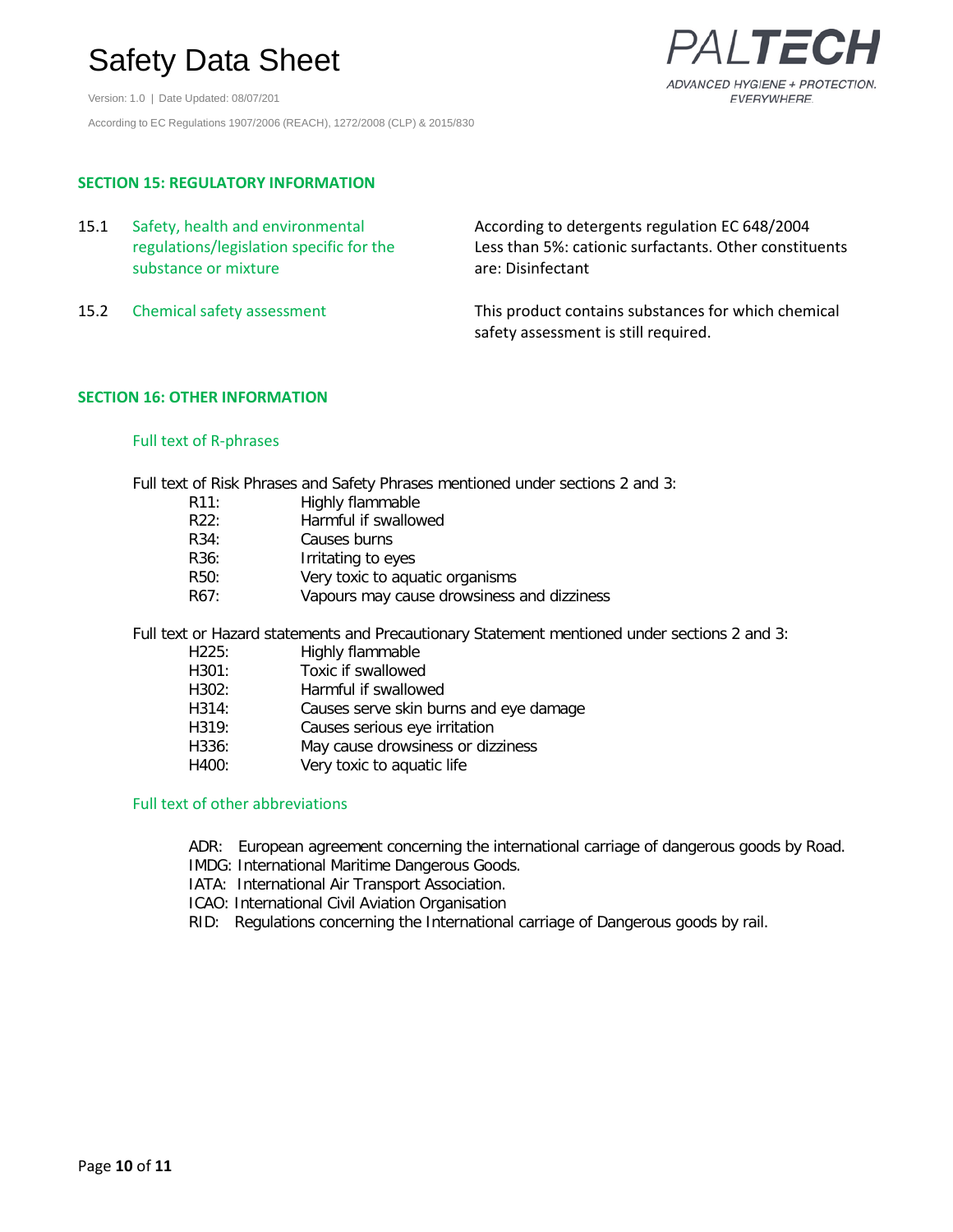## SECTION 15: REGULATORY INFORMATION

| | | |
|---|---|---|
| 15.1 | Safety, health and environmental regulations/legislation specific for the substance or mixture | According to detergents regulation EC 648/2004 Less than 5%: cationic surfactants. Other constituents are: Disinfectant |
| 15.2 | Chemical safety assessment | This product contains substances for which chemical safety assessment is still required. |

## SECTION 16: OTHER INFORMATION

### Full text of R-phrases

Full text of Risk Phrases and Safety Phrases mentioned under sections 2 and 3:

- R11: Highly flammable
- R22: Harmful if swallowed
- R34: Causes burns
- R36: Irritating to eyes
- R50: Very toxic to aquatic organisms
- R67: Vapours may cause drowsiness and dizziness

Full text or Hazard statements and Precautionary Statement mentioned under sections 2 and 3:

- H225: Highly flammable
- H301: Toxic if swallowed
- H302: Harmful if swallowed
- H314: Causes serve skin burns and eye damage
- H319: Causes serious eye irritation
- H336: May cause drowsiness or dizziness
- H400: Very toxic to aquatic life

### Full text of other abbreviations

- ADR: European agreement concerning the international carriage of dangerous goods by Road.
- IMDG: International Maritime Dangerous Goods.
- IATA: International Air Transport Association.
- ICAO: International Civil Aviation Organisation
- RID: Regulations concerning the International carriage of Dangerous goods by rail.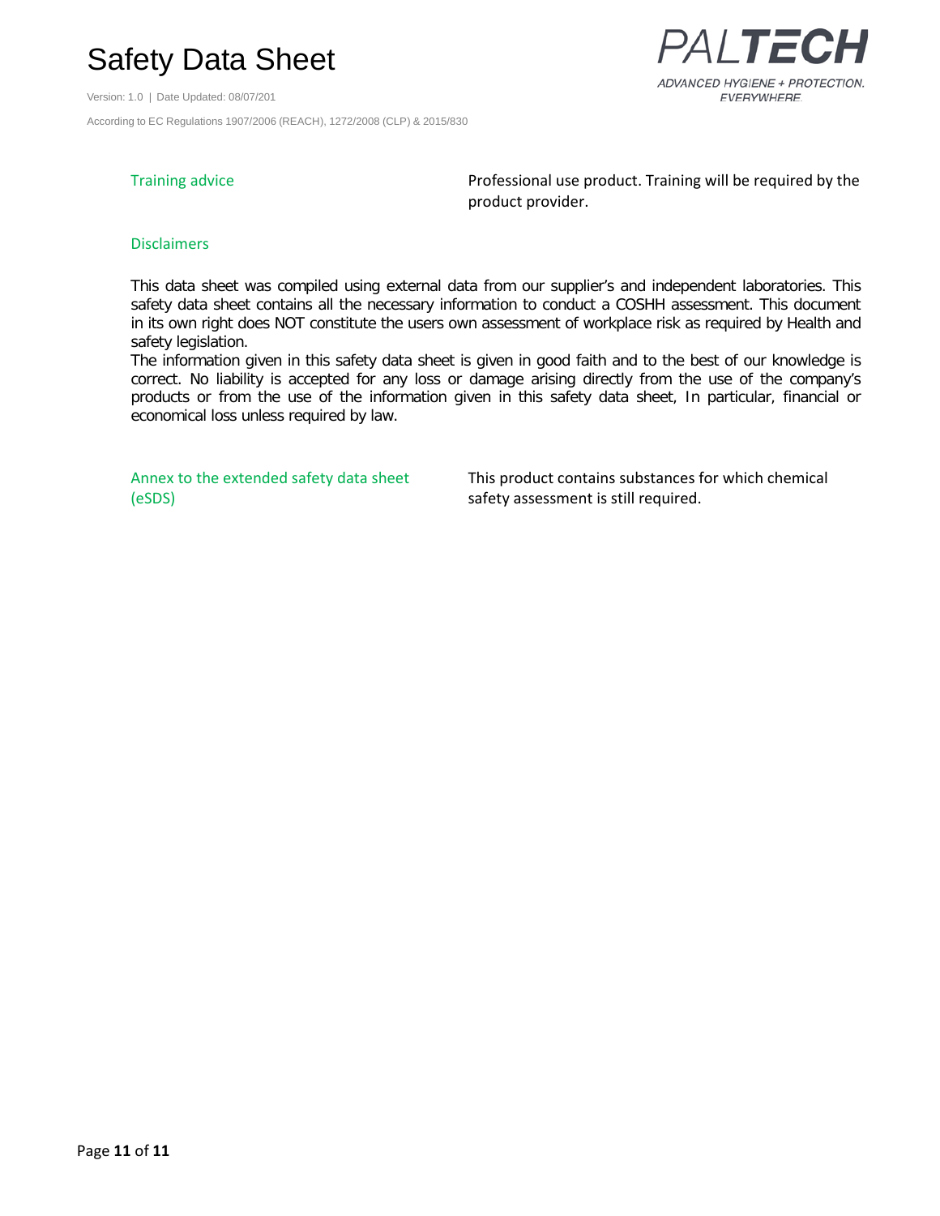Training advice

Professional use product. Training will be required by the product provider.

Disclaimers

This data sheet was compiled using external data from our supplier's and independent laboratories. This safety data sheet contains all the necessary information to conduct a COSHH assessment. This document in its own right does NOT constitute the users own assessment of workplace risk as required by Health and safety legislation.
The information given in this safety data sheet is given in good faith and to the best of our knowledge is correct. No liability is accepted for any loss or damage arising directly from the use of the company's products or from the use of the information given in this safety data sheet, In particular, financial or economical loss unless required by law.

Annex to the extended safety data sheet (eSDS)

This product contains substances for which chemical safety assessment is still required.